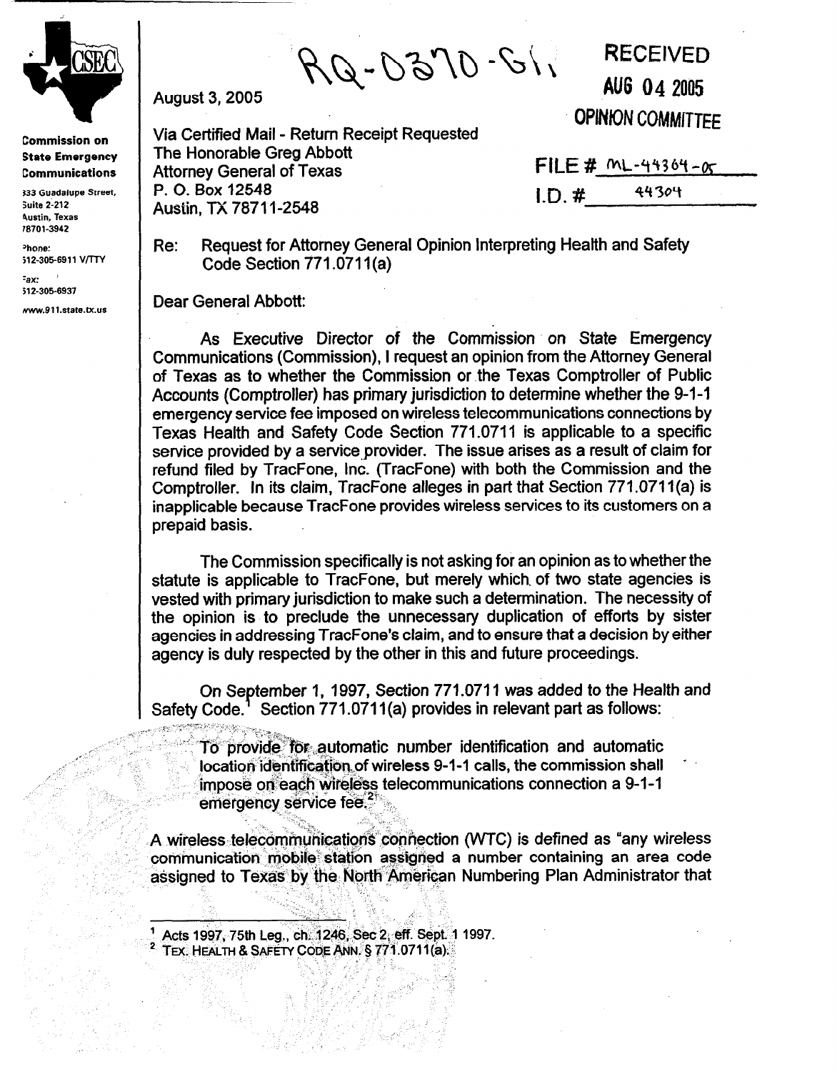CSEC

**Commission on State Emergency Communications**

333 Guadalupe Street, Suite 2-212
Austin, Texas 78701-3942

Phone: 512-305-6911 V/TTY

Fax: 512-305-6937

www.911.state.tx.us

RQ-0370-GA

RECEIVED
AUG 04 2005
OPINION COMMITTEE

FILE # ML-44364-05
I.D. # 44304

August 3, 2005

Via Certified Mail - Return Receipt Requested
The Honorable Greg Abbott
Attorney General of Texas
P. O. Box 12548
Austin, TX 78711-2548

Re: Request for Attorney General Opinion Interpreting Health and Safety Code Section 771.0711(a)

Dear General Abbott:

As Executive Director of the Commission on State Emergency Communications (Commission), I request an opinion from the Attorney General of Texas as to whether the Commission or the Texas Comptroller of Public Accounts (Comptroller) has primary jurisdiction to determine whether the 9-1-1 emergency service fee imposed on wireless telecommunications connections by Texas Health and Safety Code Section 771.0711 is applicable to a specific service provided by a service provider. The issue arises as a result of claim for refund filed by TracFone, Inc. (TracFone) with both the Commission and the Comptroller. In its claim, TracFone alleges in part that Section 771.0711(a) is inapplicable because TracFone provides wireless services to its customers on a prepaid basis.

The Commission specifically is not asking for an opinion as to whether the statute is applicable to TracFone, but merely which of two state agencies is vested with primary jurisdiction to make such a determination. The necessity of the opinion is to preclude the unnecessary duplication of efforts by sister agencies in addressing TracFone's claim, and to ensure that a decision by either agency is duly respected by the other in this and future proceedings.

On September 1, 1997, Section 771.0711 was added to the Health and Safety Code.[1] Section 771.0711(a) provides in relevant part as follows:

> To provide for automatic number identification and automatic location identification of wireless 9-1-1 calls, the commission shall impose on each wireless telecommunications connection a 9-1-1 emergency service fee.[2]

A wireless telecommunications connection (WTC) is defined as "any wireless communication mobile station assigned a number containing an area code assigned to Texas by the North American Numbering Plan Administrator that

---

[1] Acts 1997, 75th Leg., ch. 1246, Sec 2, eff. Sept. 1 1997.

[2] TEX. HEALTH & SAFETY CODE ANN. § 771.0711(a).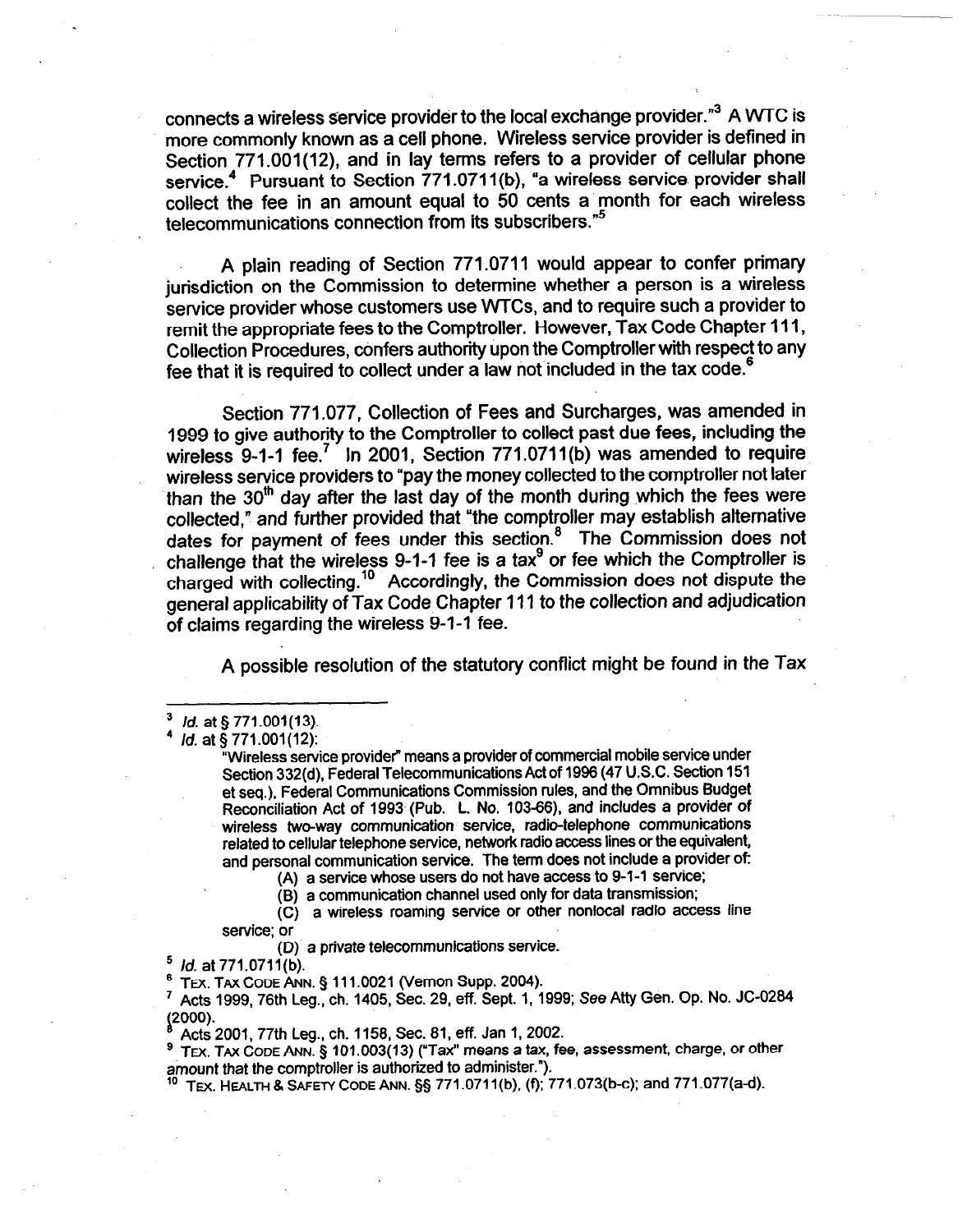connects a wireless service provider to the local exchange provider."[3] A WTC is more commonly known as a cell phone. Wireless service provider is defined in Section 771.001(12), and in lay terms refers to a provider of cellular phone service.[4] Pursuant to Section 771.0711(b), "a wireless service provider shall collect the fee in an amount equal to 50 cents a month for each wireless telecommunications connection from its subscribers."[5]

A plain reading of Section 771.0711 would appear to confer primary jurisdiction on the Commission to determine whether a person is a wireless service provider whose customers use WTCs, and to require such a provider to remit the appropriate fees to the Comptroller. However, Tax Code Chapter 111, Collection Procedures, confers authority upon the Comptroller with respect to any fee that it is required to collect under a law not included in the tax code.[6]

Section 771.077, Collection of Fees and Surcharges, was amended in 1999 to give authority to the Comptroller to collect past due fees, including the wireless 9-1-1 fee.[7] In 2001, Section 771.0711(b) was amended to require wireless service providers to "pay the money collected to the comptroller not later than the 30th day after the last day of the month during which the fees were collected," and further provided that "the comptroller may establish alternative dates for payment of fees under this section.[8] The Commission does not challenge that the wireless 9-1-1 fee is a tax[9] or fee which the Comptroller is charged with collecting.[10] Accordingly, the Commission does not dispute the general applicability of Tax Code Chapter 111 to the collection and adjudication of claims regarding the wireless 9-1-1 fee.

A possible resolution of the statutory conflict might be found in the Tax

---

[3] *Id.* at § 771.001(13).

[4] *Id.* at § 771.001(12):

> "Wireless service provider" means a provider of commercial mobile service under Section 332(d), Federal Telecommunications Act of 1996 (47 U.S.C. Section 151 et seq.), Federal Communications Commission rules, and the Omnibus Budget Reconciliation Act of 1993 (Pub. L. No. 103-66), and includes a provider of wireless two-way communication service, radio-telephone communications related to cellular telephone service, network radio access lines or the equivalent, and personal communication service. The term does not include a provider of:
>
> (A) a service whose users do not have access to 9-1-1 service;
>
> (B) a communication channel used only for data transmission;
>
> (C) a wireless roaming service or other nonlocal radio access line service; or
>
> (D) a private telecommunications service.

[5] *Id.* at 771.0711(b).

[6] TEX. TAX CODE ANN. § 111.0021 (Vernon Supp. 2004).

[7] Acts 1999, 76th Leg., ch. 1405, Sec. 29, eff. Sept. 1, 1999; *See* Atty Gen. Op. No. JC-0284 (2000).

[8] Acts 2001, 77th Leg., ch. 1158, Sec. 81, eff. Jan 1, 2002.

[9] TEX. TAX CODE ANN. § 101.003(13) ("Tax" means a tax, fee, assessment, charge, or other amount that the comptroller is authorized to administer.").

[10] TEX. HEALTH & SAFETY CODE ANN. §§ 771.0711(b), (f); 771.073(b-c); and 771.077(a-d).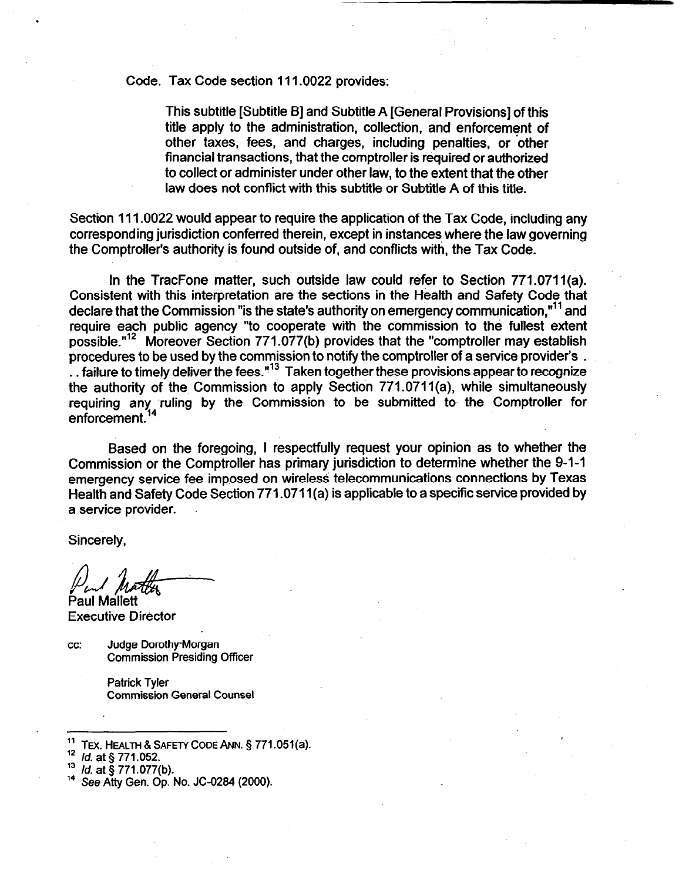Code. Tax Code section 111.0022 provides:

> This subtitle [Subtitle B] and Subtitle A [General Provisions] of this title apply to the administration, collection, and enforcement of other taxes, fees, and charges, including penalties, or other financial transactions, that the comptroller is required or authorized to collect or administer under other law, to the extent that the other law does not conflict with this subtitle or Subtitle A of this title.

Section 111.0022 would appear to require the application of the Tax Code, including any corresponding jurisdiction conferred therein, except in instances where the law governing the Comptroller's authority is found outside of, and conflicts with, the Tax Code.

In the TracFone matter, such outside law could refer to Section 771.0711(a). Consistent with this interpretation are the sections in the Health and Safety Code that declare that the Commission "is the state's authority on emergency communication,"[11] and require each public agency "to cooperate with the commission to the fullest extent possible."[12] Moreover Section 771.077(b) provides that the "comptroller may establish procedures to be used by the commission to notify the comptroller of a service provider's . . . failure to timely deliver the fees."[13] Taken together these provisions appear to recognize the authority of the Commission to apply Section 771.0711(a), while simultaneously requiring any ruling by the Commission to be submitted to the Comptroller for enforcement.[14]

Based on the foregoing, I respectfully request your opinion as to whether the Commission or the Comptroller has primary jurisdiction to determine whether the 9-1-1 emergency service fee imposed on wireless telecommunications connections by Texas Health and Safety Code Section 771.0711(a) is applicable to a specific service provided by a service provider.

Sincerely,

Paul Mallett
Executive Director

cc: Judge Dorothy Morgan
Commission Presiding Officer

Patrick Tyler
Commission General Counsel

---

[11] TEX. HEALTH & SAFETY CODE ANN. § 771.051(a).

[12] *Id.* at § 771.052.

[13] *Id.* at § 771.077(b).

[14] *See* Atty Gen. Op. No. JC-0284 (2000).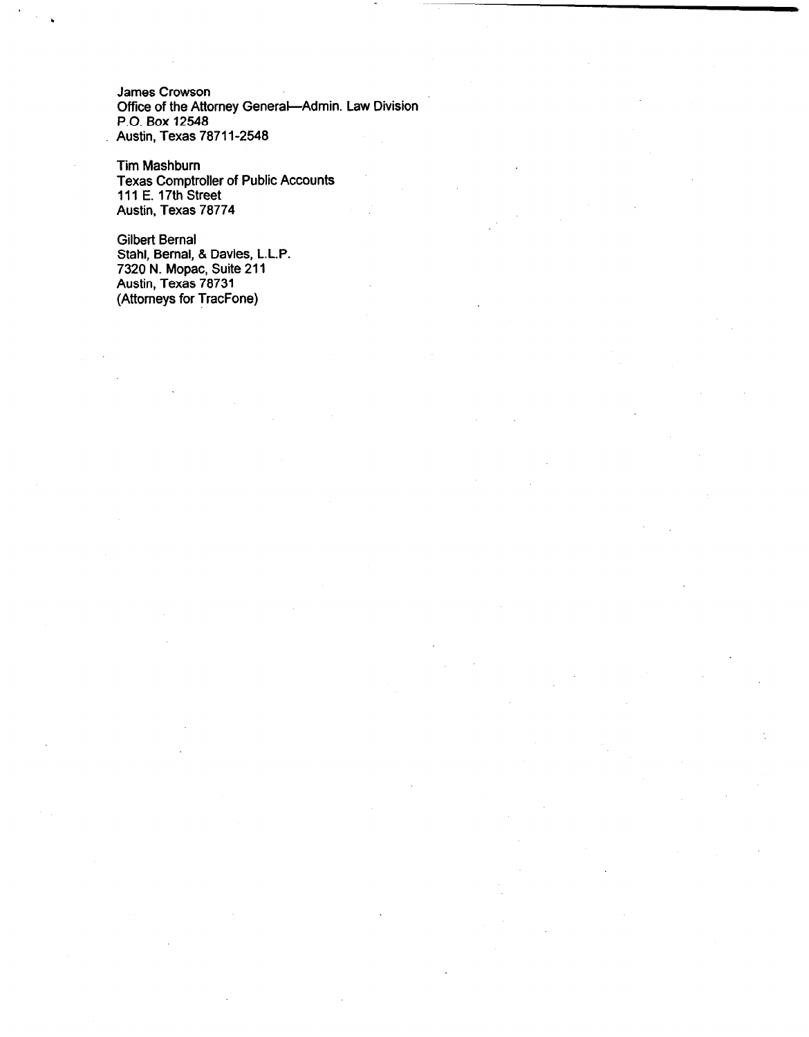James Crowson
Office of the Attorney General—Admin. Law Division
P.O. Box 12548
Austin, Texas 78711-2548

Tim Mashburn
Texas Comptroller of Public Accounts
111 E. 17th Street
Austin, Texas 78774

Gilbert Bernal
Stahl, Bernal, & Davies, L.L.P.
7320 N. Mopac, Suite 211
Austin, Texas 78731
(Attorneys for TracFone)